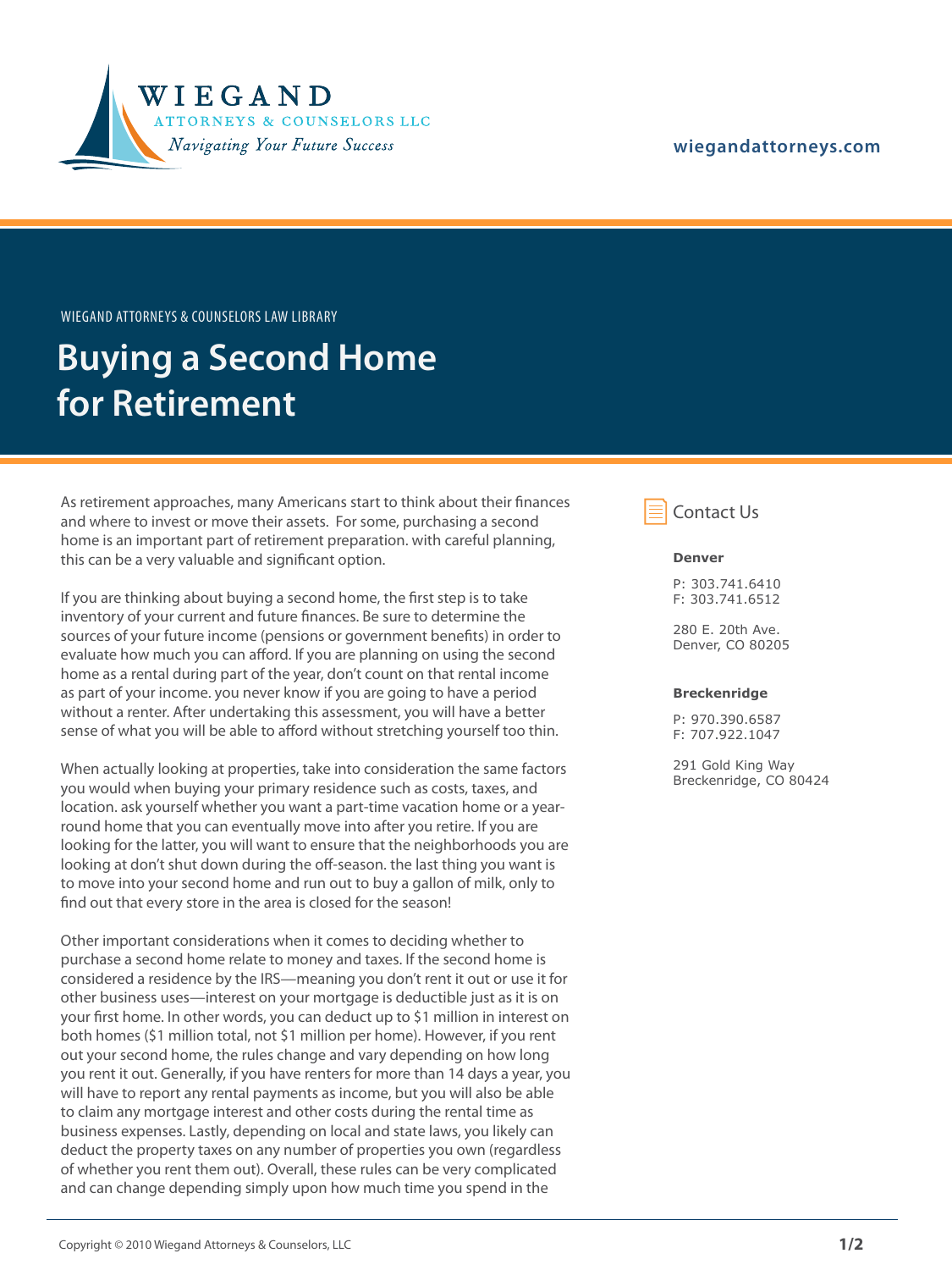WIEGAND
ATTORNEYS & COUNSELORS LLC
*Navigating Your Future Success*

**wiegandattorneys.com**

WIEGAND ATTORNEYS & COUNSELORS LAW LIBRARY

# Buying a Second Home for Retirement

As retirement approaches, many Americans start to think about their finances and where to invest or move their assets. For some, purchasing a second home is an important part of retirement preparation. with careful planning, this can be a very valuable and significant option.

If you are thinking about buying a second home, the first step is to take inventory of your current and future finances. Be sure to determine the sources of your future income (pensions or government benefits) in order to evaluate how much you can afford. If you are planning on using the second home as a rental during part of the year, don't count on that rental income as part of your income. you never know if you are going to have a period without a renter. After undertaking this assessment, you will have a better sense of what you will be able to afford without stretching yourself too thin.

When actually looking at properties, take into consideration the same factors you would when buying your primary residence such as costs, taxes, and location. ask yourself whether you want a part-time vacation home or a year-round home that you can eventually move into after you retire. If you are looking for the latter, you will want to ensure that the neighborhoods you are looking at don't shut down during the off-season. the last thing you want is to move into your second home and run out to buy a gallon of milk, only to find out that every store in the area is closed for the season!

Other important considerations when it comes to deciding whether to purchase a second home relate to money and taxes. If the second home is considered a residence by the IRS—meaning you don't rent it out or use it for other business uses—interest on your mortgage is deductible just as it is on your first home. In other words, you can deduct up to $1 million in interest on both homes ($1 million total, not $1 million per home). However, if you rent out your second home, the rules change and vary depending on how long you rent it out. Generally, if you have renters for more than 14 days a year, you will have to report any rental payments as income, but you will also be able to claim any mortgage interest and other costs during the rental time as business expenses. Lastly, depending on local and state laws, you likely can deduct the property taxes on any number of properties you own (regardless of whether you rent them out). Overall, these rules can be very complicated and can change depending simply upon how much time you spend in the

## Contact Us

**Denver**

P: 303.741.6410
F: 303.741.6512

280 E. 20th Ave.
Denver, CO 80205

**Breckenridge**

P: 970.390.6587
F: 707.922.1047

291 Gold King Way
Breckenridge, CO 80424

Copyright © 2010 Wiegand Attorneys & Counselors, LLC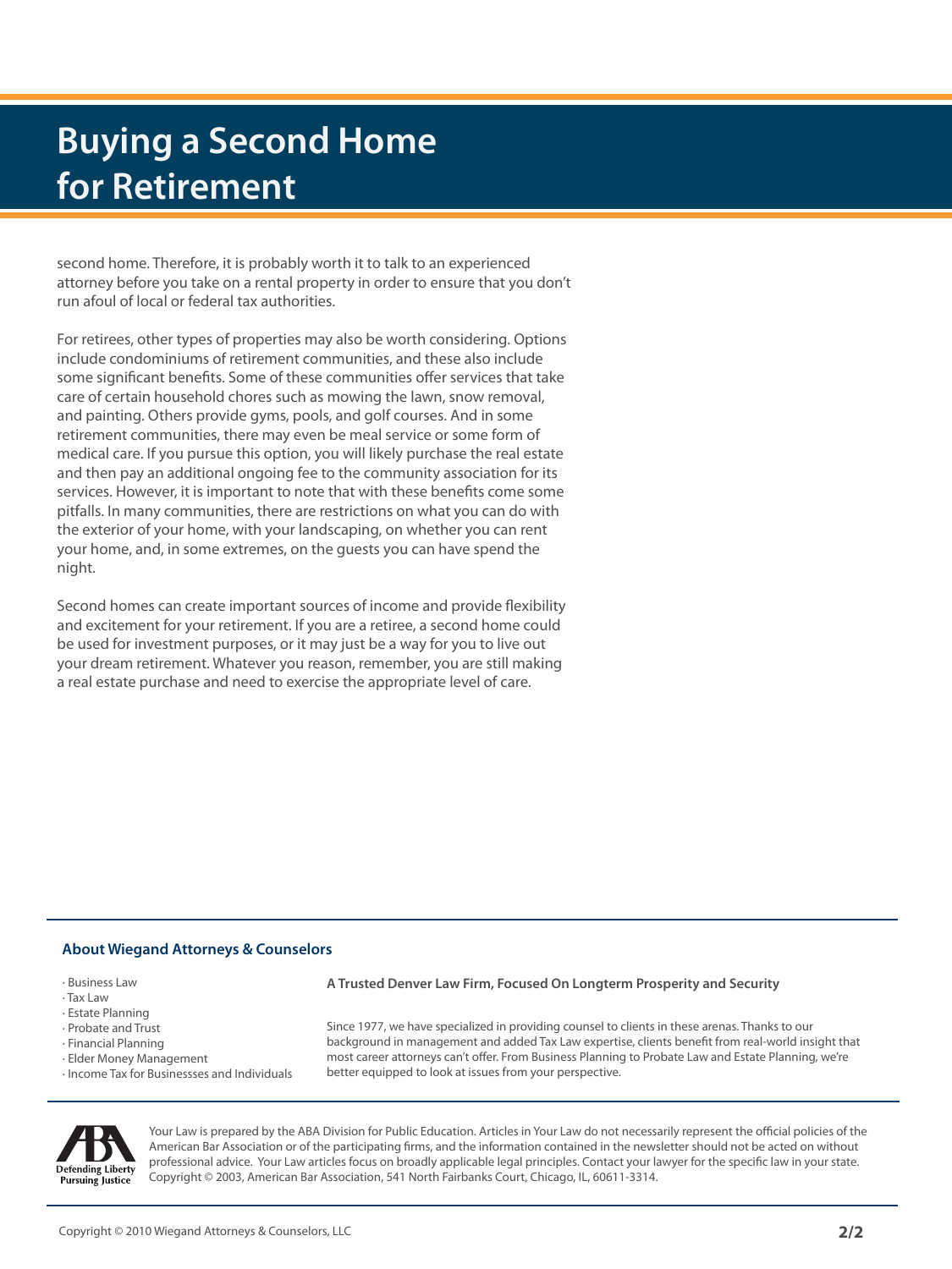# Buying a Second Home for Retirement

second home. Therefore, it is probably worth it to talk to an experienced attorney before you take on a rental property in order to ensure that you don't run afoul of local or federal tax authorities.

For retirees, other types of properties may also be worth considering. Options include condominiums of retirement communities, and these also include some significant benefits. Some of these communities offer services that take care of certain household chores such as mowing the lawn, snow removal, and painting. Others provide gyms, pools, and golf courses. And in some retirement communities, there may even be meal service or some form of medical care. If you pursue this option, you will likely purchase the real estate and then pay an additional ongoing fee to the community association for its services. However, it is important to note that with these benefits come some pitfalls. In many communities, there are restrictions on what you can do with the exterior of your home, with your landscaping, on whether you can rent your home, and, in some extremes, on the guests you can have spend the night.

Second homes can create important sources of income and provide flexibility and excitement for your retirement. If you are a retiree, a second home could be used for investment purposes, or it may just be a way for you to live out your dream retirement. Whatever you reason, remember, you are still making a real estate purchase and need to exercise the appropriate level of care.

### About Wiegand Attorneys & Counselors

- Business Law
- Tax Law
- Estate Planning
- Probate and Trust
- Financial Planning
- Elder Money Management
- Income Tax for Businessses and Individuals

**A Trusted Denver Law Firm, Focused On Longterm Prosperity and Security**

Since 1977, we have specialized in providing counsel to clients in these arenas. Thanks to our background in management and added Tax Law expertise, clients benefit from real-world insight that most career attorneys can't offer. From Business Planning to Probate Law and Estate Planning, we're better equipped to look at issues from your perspective.

ABA
Defending Liberty
Pursuing Justice

Your Law is prepared by the ABA Division for Public Education. Articles in Your Law do not necessarily represent the official policies of the American Bar Association or of the participating firms, and the information contained in the newsletter should not be acted on without professional advice. Your Law articles focus on broadly applicable legal principles. Contact your lawyer for the specific law in your state. Copyright © 2003, American Bar Association, 541 North Fairbanks Court, Chicago, IL, 60611-3314.

Copyright © 2010 Wiegand Attorneys & Counselors, LLC